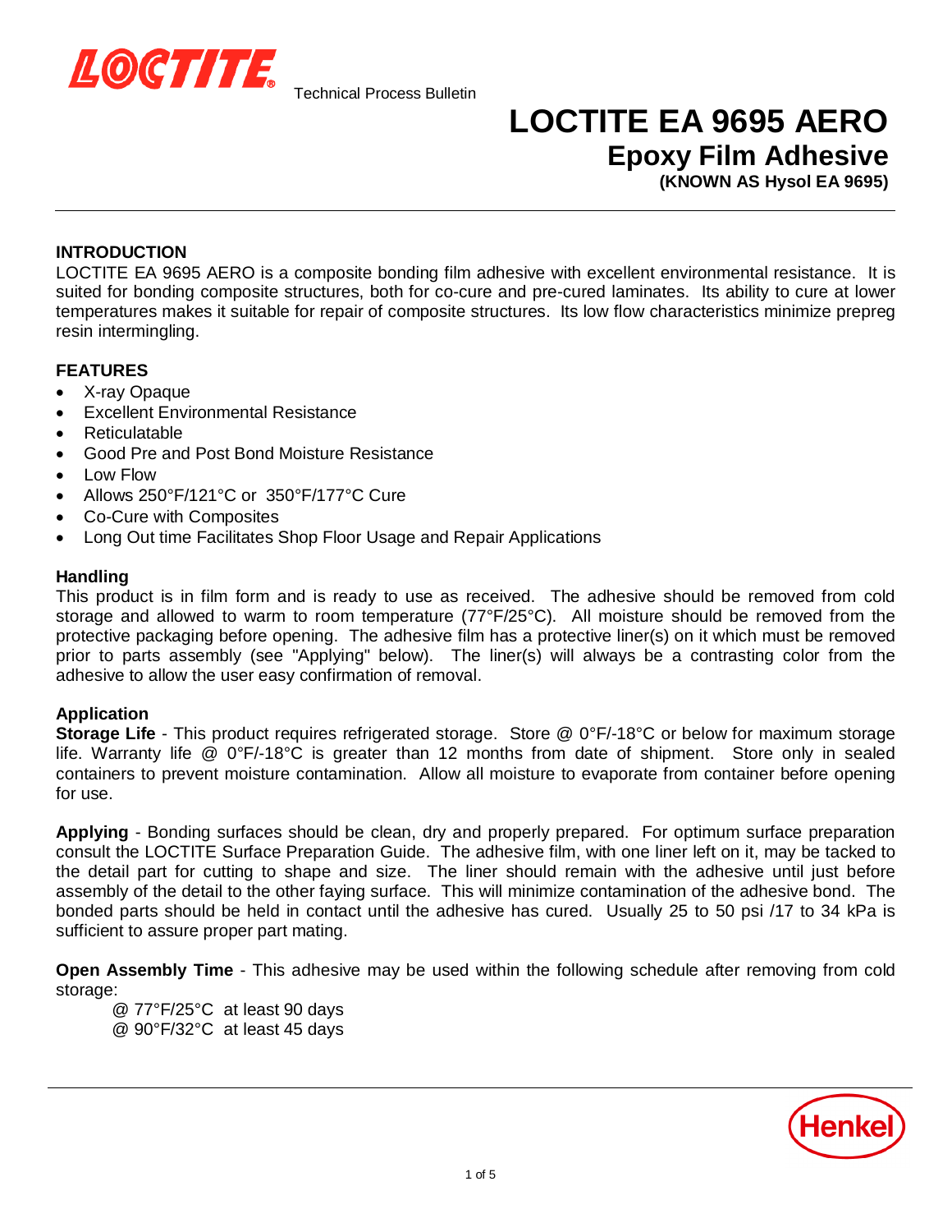LOCTITE Technical Process Bulletin

# LOCTITE EA 9695 AERO

## Epoxy Film Adhesive

**(KNOWN AS Hysol EA 9695)**

### INTRODUCTION

LOCTITE EA 9695 AERO is a composite bonding film adhesive with excellent environmental resistance. It is suited for bonding composite structures, both for co-cure and pre-cured laminates. Its ability to cure at lower temperatures makes it suitable for repair of composite structures. Its low flow characteristics minimize prepreg resin intermingling.

### FEATURES

- X-ray Opaque
- Excellent Environmental Resistance
- Reticulatable
- Good Pre and Post Bond Moisture Resistance
- Low Flow
- Allows 250°F/121°C or 350°F/177°C Cure
- Co-Cure with Composites
- Long Out time Facilitates Shop Floor Usage and Repair Applications

### Handling

This product is in film form and is ready to use as received. The adhesive should be removed from cold storage and allowed to warm to room temperature (77°F/25°C). All moisture should be removed from the protective packaging before opening. The adhesive film has a protective liner(s) on it which must be removed prior to parts assembly (see "Applying" below). The liner(s) will always be a contrasting color from the adhesive to allow the user easy confirmation of removal.

### Application

**Storage Life** - This product requires refrigerated storage. Store @ 0°F/-18°C or below for maximum storage life. Warranty life @ 0°F/-18°C is greater than 12 months from date of shipment. Store only in sealed containers to prevent moisture contamination. Allow all moisture to evaporate from container before opening for use.

**Applying** - Bonding surfaces should be clean, dry and properly prepared. For optimum surface preparation consult the LOCTITE Surface Preparation Guide. The adhesive film, with one liner left on it, may be tacked to the detail part for cutting to shape and size. The liner should remain with the adhesive until just before assembly of the detail to the other faying surface. This will minimize contamination of the adhesive bond. The bonded parts should be held in contact until the adhesive has cured. Usually 25 to 50 psi /17 to 34 kPa is sufficient to assure proper part mating.

**Open Assembly Time** - This adhesive may be used within the following schedule after removing from cold storage:

@ 77°F/25°C at least 90 days
@ 90°F/32°C at least 45 days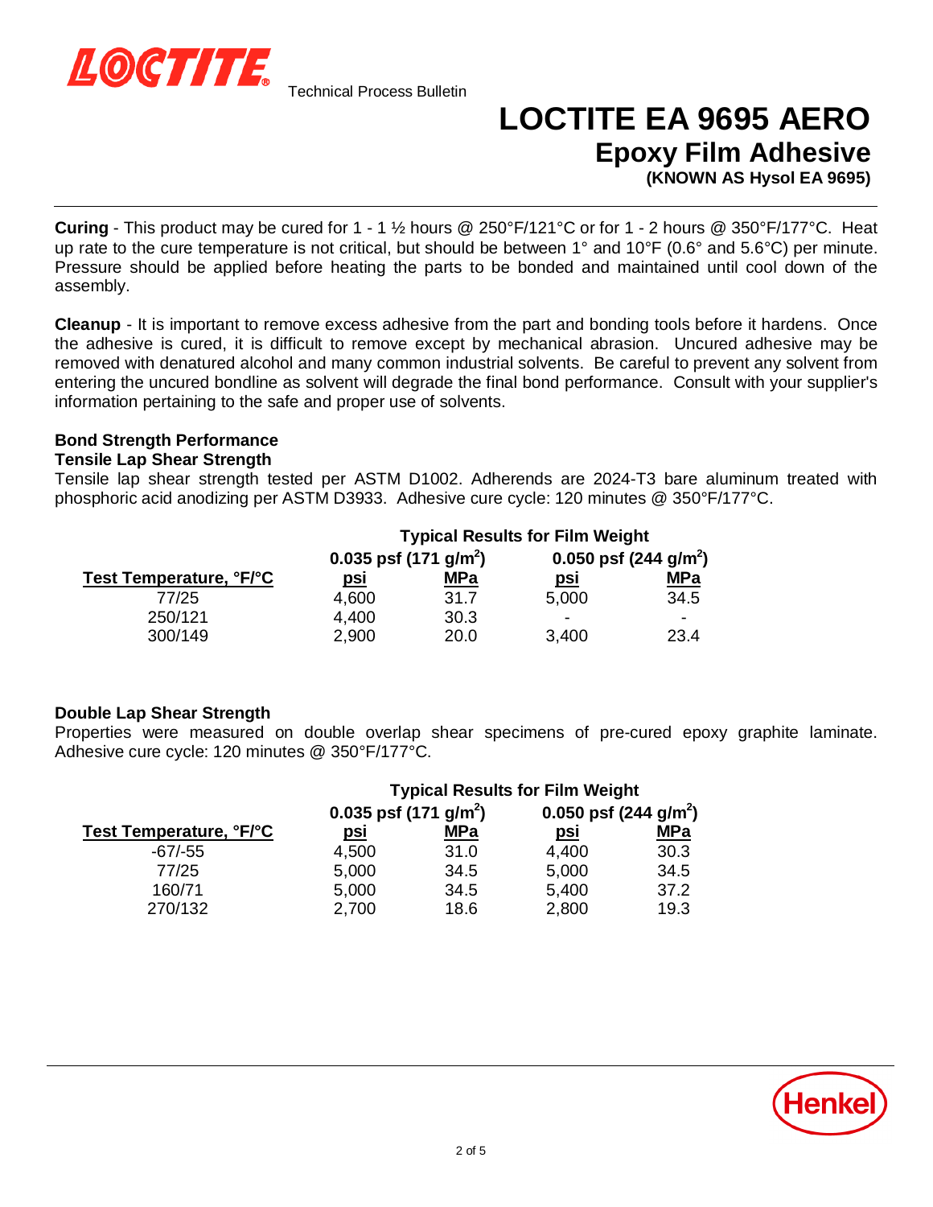**Curing** - This product may be cured for 1 - 1 ½ hours @ 250°F/121°C or for 1 - 2 hours @ 350°F/177°C. Heat up rate to the cure temperature is not critical, but should be between 1° and 10°F (0.6° and 5.6°C) per minute. Pressure should be applied before heating the parts to be bonded and maintained until cool down of the assembly.

**Cleanup** - It is important to remove excess adhesive from the part and bonding tools before it hardens. Once the adhesive is cured, it is difficult to remove except by mechanical abrasion. Uncured adhesive may be removed with denatured alcohol and many common industrial solvents. Be careful to prevent any solvent from entering the uncured bondline as solvent will degrade the final bond performance. Consult with your supplier's information pertaining to the safe and proper use of solvents.

### Bond Strength Performance

#### Tensile Lap Shear Strength

Tensile lap shear strength tested per ASTM D1002. Adherends are 2024-T3 bare aluminum treated with phosphoric acid anodizing per ASTM D3933. Adhesive cure cycle: 120 minutes @ 350°F/177°C.

| | Typical Results for Film Weight | | | |
|---|---|---|---|---|
| | 0.035 psf (171 g/m$^2$) | | 0.050 psf (244 g/m$^2$) | |
| **Test Temperature, °F/°C** | **psi** | **MPa** | **psi** | **MPa** |
| 77/25 | 4,600 | 31.7 | 5,000 | 34.5 |
| 250/121 | 4,400 | 30.3 | - | - |
| 300/149 | 2,900 | 20.0 | 3,400 | 23.4 |

#### Double Lap Shear Strength

Properties were measured on double overlap shear specimens of pre-cured epoxy graphite laminate. Adhesive cure cycle: 120 minutes @ 350°F/177°C.

| | Typical Results for Film Weight | | | |
|---|---|---|---|---|
| | 0.035 psf (171 g/m$^2$) | | 0.050 psf (244 g/m$^2$) | |
| **Test Temperature, °F/°C** | **psi** | **MPa** | **psi** | **MPa** |
| -67/-55 | 4,500 | 31.0 | 4,400 | 30.3 |
| 77/25 | 5,000 | 34.5 | 5,000 | 34.5 |
| 160/71 | 5,000 | 34.5 | 5,400 | 37.2 |
| 270/132 | 2,700 | 18.6 | 2,800 | 19.3 |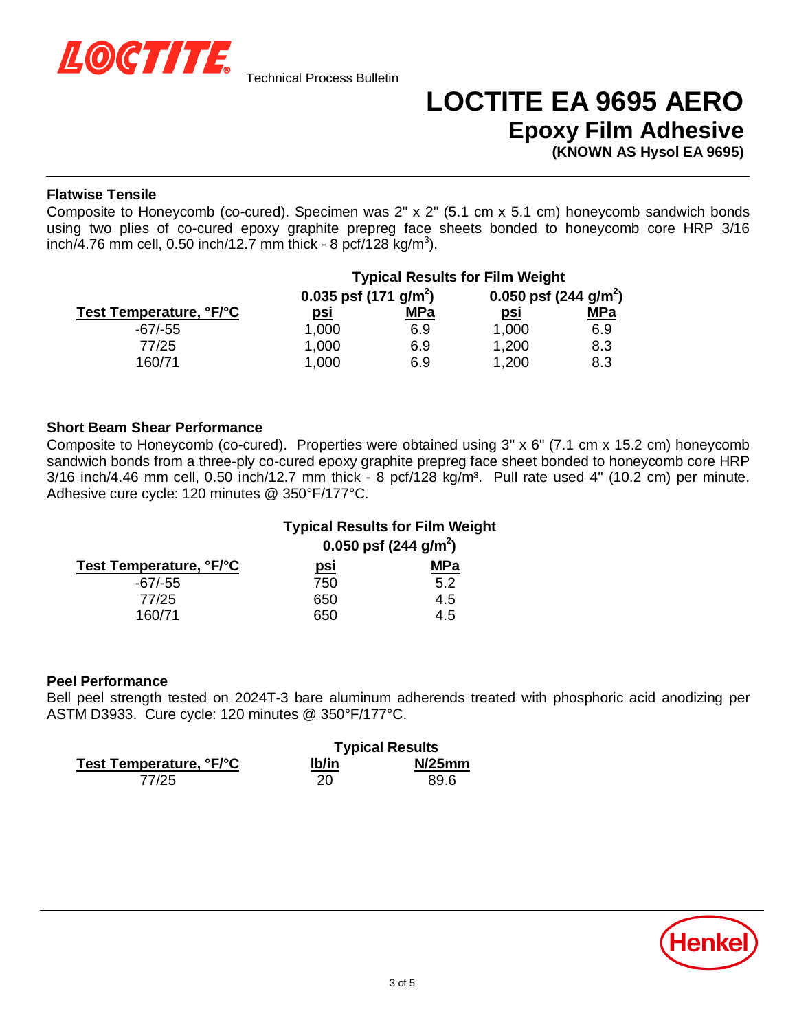Technical Process Bulletin

# LOCTITE EA 9695 AERO

## Epoxy Film Adhesive

**(KNOWN AS Hysol EA 9695)**

---

### Flatwise Tensile

Composite to Honeycomb (co-cured). Specimen was 2" x 2" (5.1 cm x 5.1 cm) honeycomb sandwich bonds using two plies of co-cured epoxy graphite prepreg face sheets bonded to honeycomb core HRP 3/16 inch/4.76 mm cell, 0.50 inch/12.7 mm thick - 8 pcf/128 kg/m$^3$).

| | Typical Results for Film Weight | | | |
|---|---|---|---|---|
| | 0.035 psf (171 g/m$^2$) | | 0.050 psf (244 g/m$^2$) | |
| Test Temperature, °F/°C | psi | MPa | psi | MPa |
| -67/-55 | 1,000 | 6.9 | 1,000 | 6.9 |
| 77/25 | 1,000 | 6.9 | 1,200 | 8.3 |
| 160/71 | 1,000 | 6.9 | 1,200 | 8.3 |

### Short Beam Shear Performance

Composite to Honeycomb (co-cured). Properties were obtained using 3" x 6" (7.1 cm x 15.2 cm) honeycomb sandwich bonds from a three-ply co-cured epoxy graphite prepreg face sheet bonded to honeycomb core HRP 3/16 inch/4.46 mm cell, 0.50 inch/12.7 mm thick - 8 pcf/128 kg/m³. Pull rate used 4" (10.2 cm) per minute. Adhesive cure cycle: 120 minutes @ 350°F/177°C.

| | Typical Results for Film Weight | |
|---|---|---|
| | 0.050 psf (244 g/m$^2$) | |
| Test Temperature, °F/°C | psi | MPa |
| -67/-55 | 750 | 5.2 |
| 77/25 | 650 | 4.5 |
| 160/71 | 650 | 4.5 |

### Peel Performance

Bell peel strength tested on 2024T-3 bare aluminum adherends treated with phosphoric acid anodizing per ASTM D3933. Cure cycle: 120 minutes @ 350°F/177°C.

| | Typical Results | |
|---|---|---|
| Test Temperature, °F/°C | lb/in | N/25mm |
| 77/25 | 20 | 89.6 |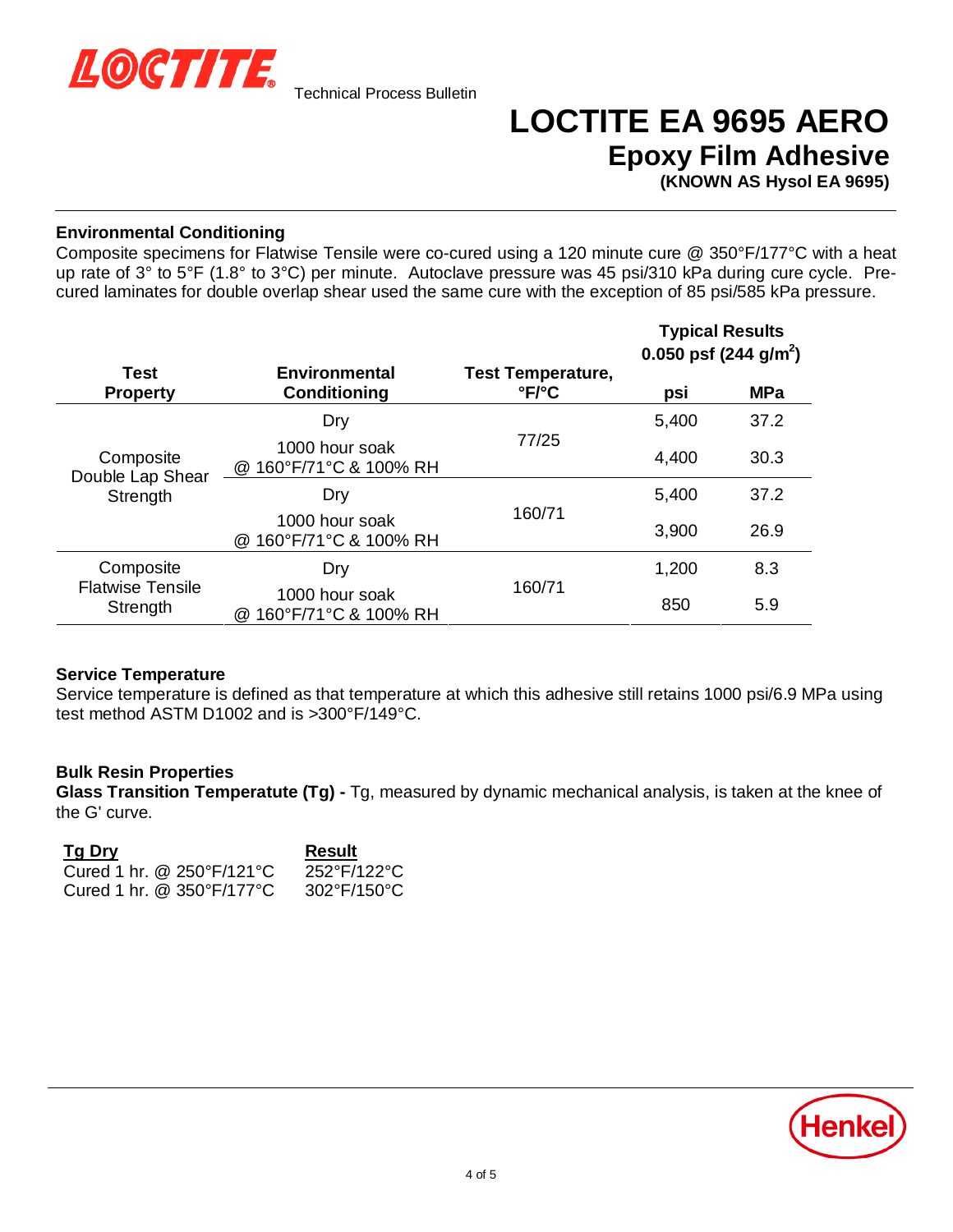# LOCTITE EA 9695 AERO

## Epoxy Film Adhesive

**(KNOWN AS Hysol EA 9695)**

### Environmental Conditioning

Composite specimens for Flatwise Tensile were co-cured using a 120 minute cure @ 350°F/177°C with a heat up rate of 3° to 5°F (1.8° to 3°C) per minute. Autoclave pressure was 45 psi/310 kPa during cure cycle. Pre-cured laminates for double overlap shear used the same cure with the exception of 85 psi/585 kPa pressure.

| Test Property | Environmental Conditioning | Test Temperature, °F/°C | Typical Results 0.050 psf (244 g/m²) | |
|---|---|---|---|---|
| | | | psi | MPa |
| Composite Double Lap Shear Strength | Dry | 77/25 | 5,400 | 37.2 |
| | 1000 hour soak @ 160°F/71°C & 100% RH | | 4,400 | 30.3 |
| | Dry | 160/71 | 5,400 | 37.2 |
| | 1000 hour soak @ 160°F/71°C & 100% RH | | 3,900 | 26.9 |
| Composite Flatwise Tensile Strength | Dry | 160/71 | 1,200 | 8.3 |
| | 1000 hour soak @ 160°F/71°C & 100% RH | | 850 | 5.9 |

### Service Temperature

Service temperature is defined as that temperature at which this adhesive still retains 1000 psi/6.9 MPa using test method ASTM D1002 and is >300°F/149°C.

### Bulk Resin Properties

**Glass Transition Temperatute (Tg) -** Tg, measured by dynamic mechanical analysis, is taken at the knee of the G' curve.

| Tg Dry | Result |
|---|---|
| Cured 1 hr. @ 250°F/121°C | 252°F/122°C |
| Cured 1 hr. @ 350°F/177°C | 302°F/150°C |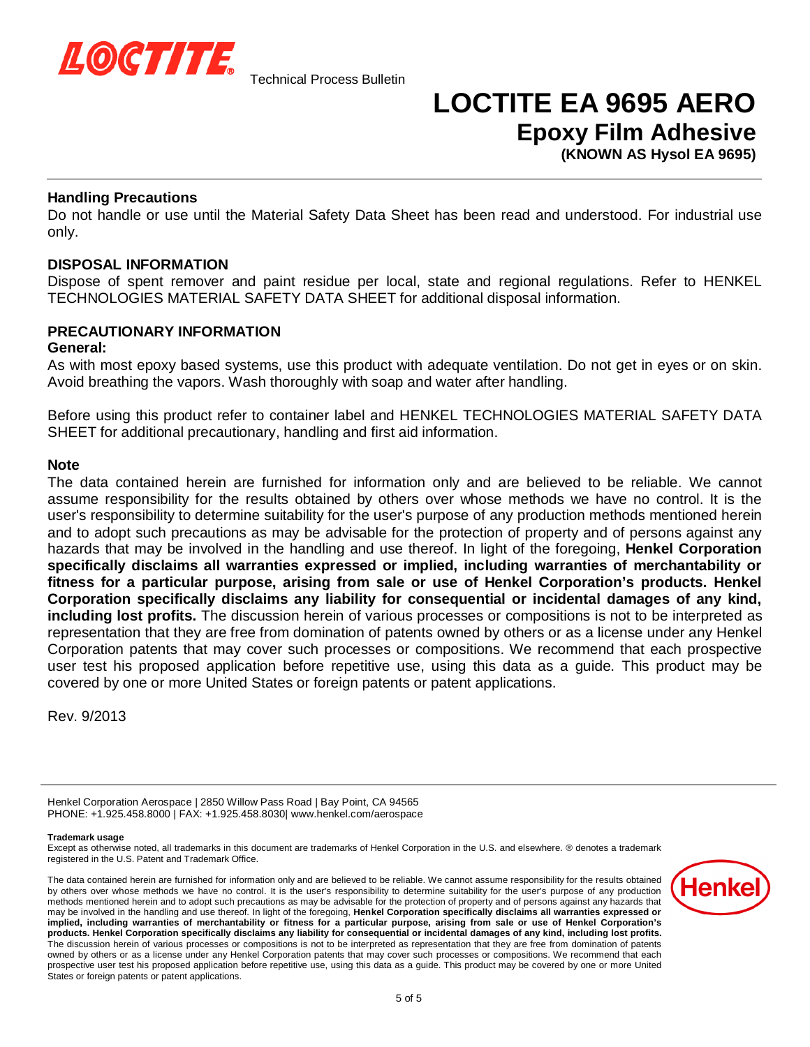LOCTITE

Technical Process Bulletin

# LOCTITE EA 9695 AERO

## Epoxy Film Adhesive

**(KNOWN AS Hysol EA 9695)**

### Handling Precautions

Do not handle or use until the Material Safety Data Sheet has been read and understood. For industrial use only.

### DISPOSAL INFORMATION

Dispose of spent remover and paint residue per local, state and regional regulations. Refer to HENKEL TECHNOLOGIES MATERIAL SAFETY DATA SHEET for additional disposal information.

### PRECAUTIONARY INFORMATION

**General:**

As with most epoxy based systems, use this product with adequate ventilation. Do not get in eyes or on skin. Avoid breathing the vapors. Wash thoroughly with soap and water after handling.

Before using this product refer to container label and HENKEL TECHNOLOGIES MATERIAL SAFETY DATA SHEET for additional precautionary, handling and first aid information.

### Note

The data contained herein are furnished for information only and are believed to be reliable. We cannot assume responsibility for the results obtained by others over whose methods we have no control. It is the user's responsibility to determine suitability for the user's purpose of any production methods mentioned herein and to adopt such precautions as may be advisable for the protection of property and of persons against any hazards that may be involved in the handling and use thereof. In light of the foregoing, **Henkel Corporation specifically disclaims all warranties expressed or implied, including warranties of merchantability or fitness for a particular purpose, arising from sale or use of Henkel Corporation's products. Henkel Corporation specifically disclaims any liability for consequential or incidental damages of any kind, including lost profits.** The discussion herein of various processes or compositions is not to be interpreted as representation that they are free from domination of patents owned by others or as a license under any Henkel Corporation patents that may cover such processes or compositions. We recommend that each prospective user test his proposed application before repetitive use, using this data as a guide. This product may be covered by one or more United States or foreign patents or patent applications.

Rev. 9/2013

Henkel Corporation Aerospace | 2850 Willow Pass Road | Bay Point, CA 94565
PHONE: +1.925.458.8000 | FAX: +1.925.458.8030| www.henkel.com/aerospace

**Trademark usage**

Except as otherwise noted, all trademarks in this document are trademarks of Henkel Corporation in the U.S. and elsewhere. ® denotes a trademark registered in the U.S. Patent and Trademark Office.

The data contained herein are furnished for information only and are believed to be reliable. We cannot assume responsibility for the results obtained by others over whose methods we have no control. It is the user's responsibility to determine suitability for the user's purpose of any production methods mentioned herein and to adopt such precautions as may be advisable for the protection of property and of persons against any hazards that may be involved in the handling and use thereof. In light of the foregoing, **Henkel Corporation specifically disclaims all warranties expressed or implied, including warranties of merchantability or fitness for a particular purpose, arising from sale or use of Henkel Corporation's products. Henkel Corporation specifically disclaims any liability for consequential or incidental damages of any kind, including lost profits.** The discussion herein of various processes or compositions is not to be interpreted as representation that they are free from domination of patents owned by others or as a license under any Henkel Corporation patents that may cover such processes or compositions. We recommend that each prospective user test his proposed application before repetitive use, using this data as a guide. This product may be covered by one or more United States or foreign patents or patent applications.

Henkel